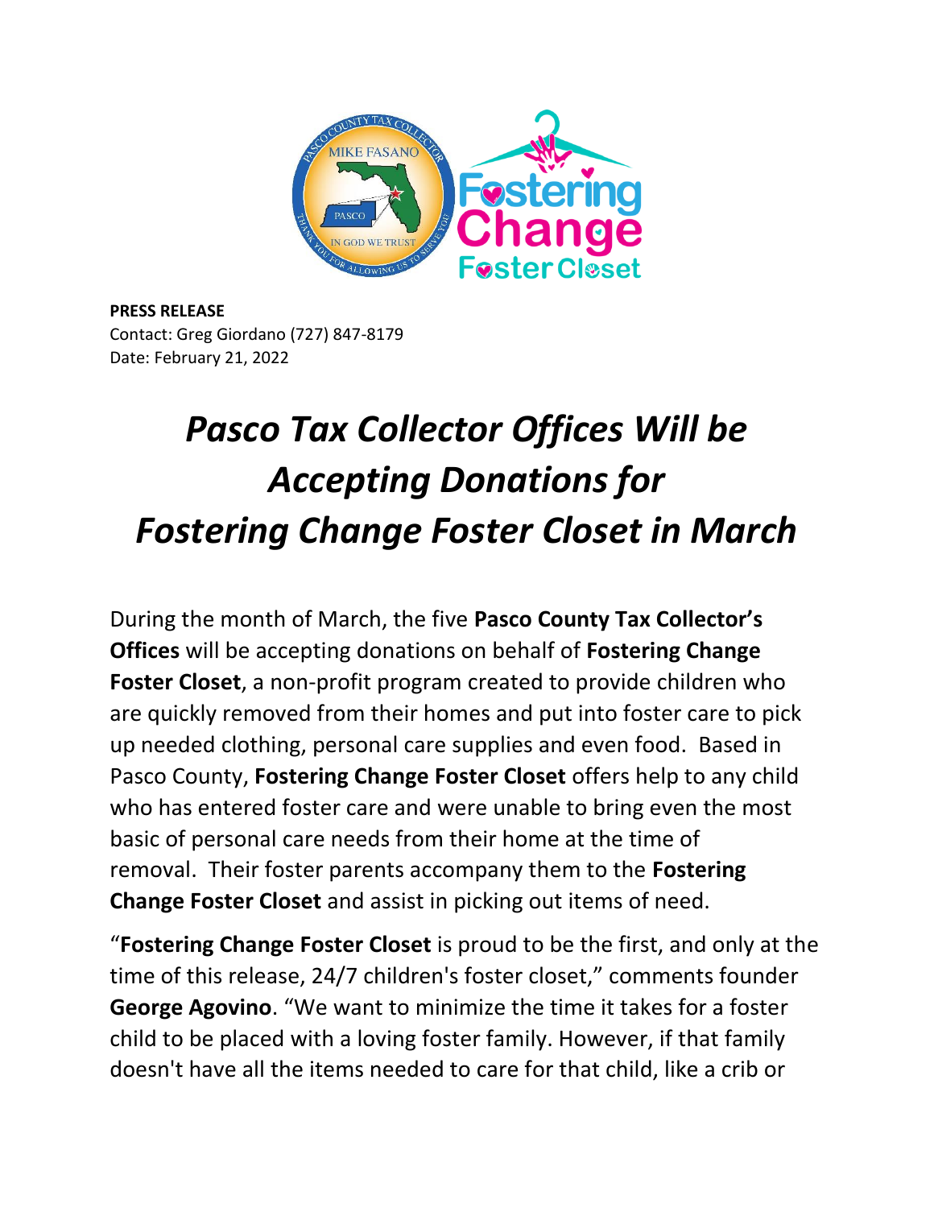**PRESS RELEASE**
Contact: Greg Giordano (727) 847-8179
Date: February 21, 2022

# *Pasco Tax Collector Offices Will be Accepting Donations for Fostering Change Foster Closet in March*

During the month of March, the five **Pasco County Tax Collector's Offices** will be accepting donations on behalf of **Fostering Change Foster Closet**, a non-profit program created to provide children who are quickly removed from their homes and put into foster care to pick up needed clothing, personal care supplies and even food. Based in Pasco County, **Fostering Change Foster Closet** offers help to any child who has entered foster care and were unable to bring even the most basic of personal care needs from their home at the time of removal. Their foster parents accompany them to the **Fostering Change Foster Closet** and assist in picking out items of need.

"**Fostering Change Foster Closet** is proud to be the first, and only at the time of this release, 24/7 children's foster closet," comments founder **George Agovino**. "We want to minimize the time it takes for a foster child to be placed with a loving foster family. However, if that family doesn't have all the items needed to care for that child, like a crib or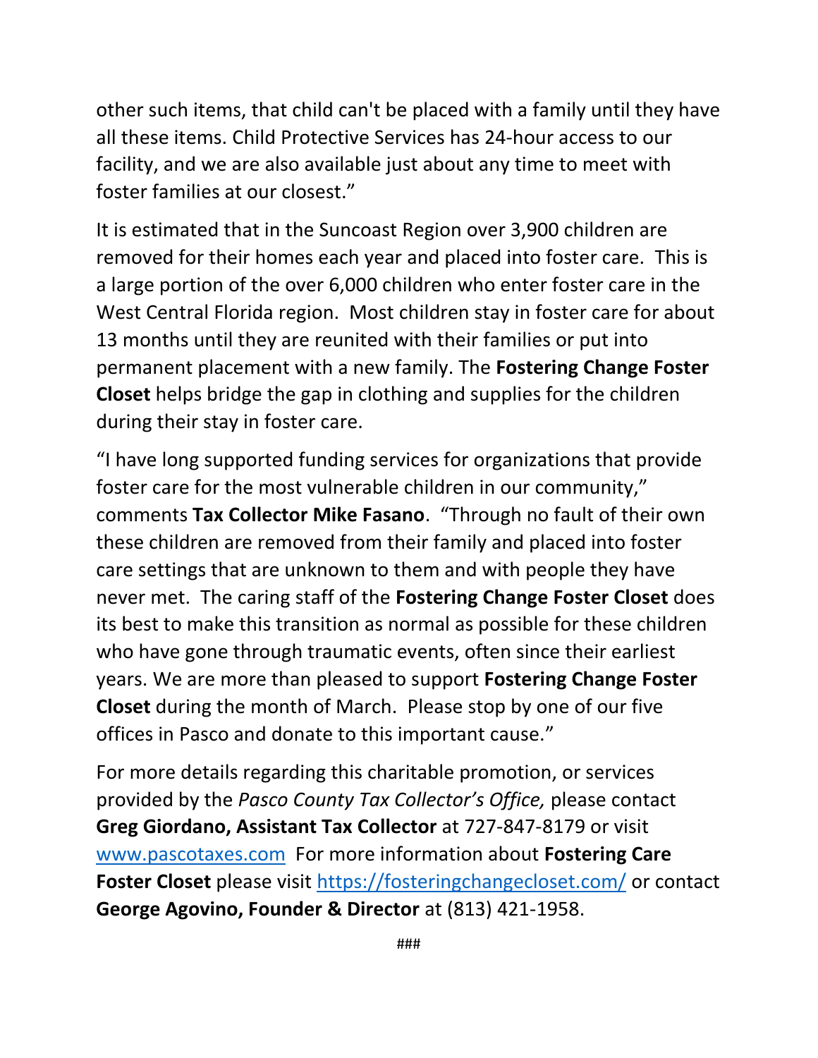other such items, that child can't be placed with a family until they have all these items. Child Protective Services has 24-hour access to our facility, and we are also available just about any time to meet with foster families at our closest."

It is estimated that in the Suncoast Region over 3,900 children are removed for their homes each year and placed into foster care. This is a large portion of the over 6,000 children who enter foster care in the West Central Florida region. Most children stay in foster care for about 13 months until they are reunited with their families or put into permanent placement with a new family. The **Fostering Change Foster Closet** helps bridge the gap in clothing and supplies for the children during their stay in foster care.

"I have long supported funding services for organizations that provide foster care for the most vulnerable children in our community," comments **Tax Collector Mike Fasano**. "Through no fault of their own these children are removed from their family and placed into foster care settings that are unknown to them and with people they have never met. The caring staff of the **Fostering Change Foster Closet** does its best to make this transition as normal as possible for these children who have gone through traumatic events, often since their earliest years. We are more than pleased to support **Fostering Change Foster Closet** during the month of March. Please stop by one of our five offices in Pasco and donate to this important cause."

For more details regarding this charitable promotion, or services provided by the *Pasco County Tax Collector's Office,* please contact **Greg Giordano, Assistant Tax Collector** at 727-847-8179 or visit [www.pascotaxes.com](http://www.pascotaxes.com) For more information about **Fostering Care Foster Closet** please visit [https://fosteringchangecloset.com/](https://fosteringchangecloset.com/) or contact **George Agovino, Founder & Director** at (813) 421-1958.

###